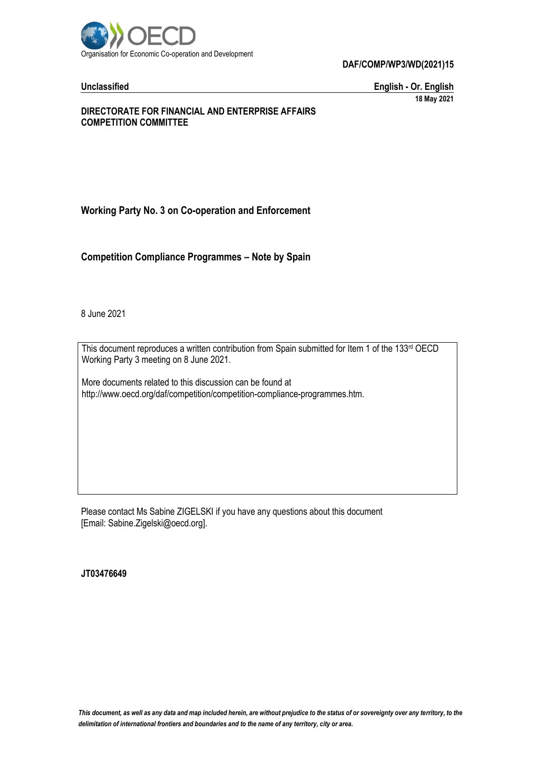Organisation for Economic Co-operation and Development

**DAF/COMP/WP3/WD(2021)15**

**Unclassified** **English - Or. English**

**18 May 2021**

**DIRECTORATE FOR FINANCIAL AND ENTERPRISE AFFAIRS**
**COMPETITION COMMITTEE**

## Working Party No. 3 on Co-operation and Enforcement

## Competition Compliance Programmes – Note by Spain

8 June 2021

This document reproduces a written contribution from Spain submitted for Item 1 of the 133rd OECD Working Party 3 meeting on 8 June 2021.

More documents related to this discussion can be found at http://www.oecd.org/daf/competition/competition-compliance-programmes.htm.

Please contact Ms Sabine ZIGELSKI if you have any questions about this document [Email: Sabine.Zigelski@oecd.org].

**JT03476649**

*This document, as well as any data and map included herein, are without prejudice to the status of or sovereignty over any territory, to the delimitation of international frontiers and boundaries and to the name of any territory, city or area.*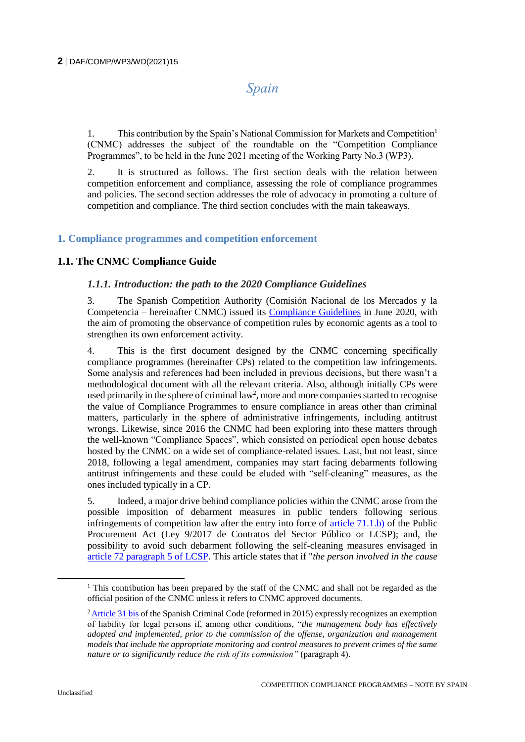# Spain

1. This contribution by the Spain's National Commission for Markets and Competition[1] (CNMC) addresses the subject of the roundtable on the "Competition Compliance Programmes", to be held in the June 2021 meeting of the Working Party No.3 (WP3).

2. It is structured as follows. The first section deals with the relation between competition enforcement and compliance, assessing the role of compliance programmes and policies. The second section addresses the role of advocacy in promoting a culture of competition and compliance. The third section concludes with the main takeaways.

## 1. Compliance programmes and competition enforcement

### 1.1. The CNMC Compliance Guide

#### *1.1.1. Introduction: the path to the 2020 Compliance Guidelines*

3. The Spanish Competition Authority (Comisión Nacional de los Mercados y la Competencia – hereinafter CNMC) issued its Compliance Guidelines in June 2020, with the aim of promoting the observance of competition rules by economic agents as a tool to strengthen its own enforcement activity.

4. This is the first document designed by the CNMC concerning specifically compliance programmes (hereinafter CPs) related to the competition law infringements. Some analysis and references had been included in previous decisions, but there wasn't a methodological document with all the relevant criteria. Also, although initially CPs were used primarily in the sphere of criminal law[2], more and more companies started to recognise the value of Compliance Programmes to ensure compliance in areas other than criminal matters, particularly in the sphere of administrative infringements, including antitrust wrongs. Likewise, since 2016 the CNMC had been exploring into these matters through the well-known "Compliance Spaces", which consisted on periodical open house debates hosted by the CNMC on a wide set of compliance-related issues. Last, but not least, since 2018, following a legal amendment, companies may start facing debarments following antitrust infringements and these could be eluded with "self-cleaning" measures, as the ones included typically in a CP.

5. Indeed, a major drive behind compliance policies within the CNMC arose from the possible imposition of debarment measures in public tenders following serious infringements of competition law after the entry into force of article 71.1.b) of the Public Procurement Act (Ley 9/2017 de Contratos del Sector Público or LCSP); and, the possibility to avoid such debarment following the self-cleaning measures envisaged in article 72 paragraph 5 of LCSP. This article states that if "*the person involved in the cause*

---

[1] This contribution has been prepared by the staff of the CNMC and shall not be regarded as the official position of the CNMC unless it refers to CNMC approved documents.

[2] Article 31 bis of the Spanish Criminal Code (reformed in 2015) expressly recognizes an exemption of liability for legal persons if, among other conditions, "*the management body has effectively adopted and implemented, prior to the commission of the offense, organization and management models that include the appropriate monitoring and control measures to prevent crimes of the same nature or to significantly reduce the risk of its commission"* (paragraph 4).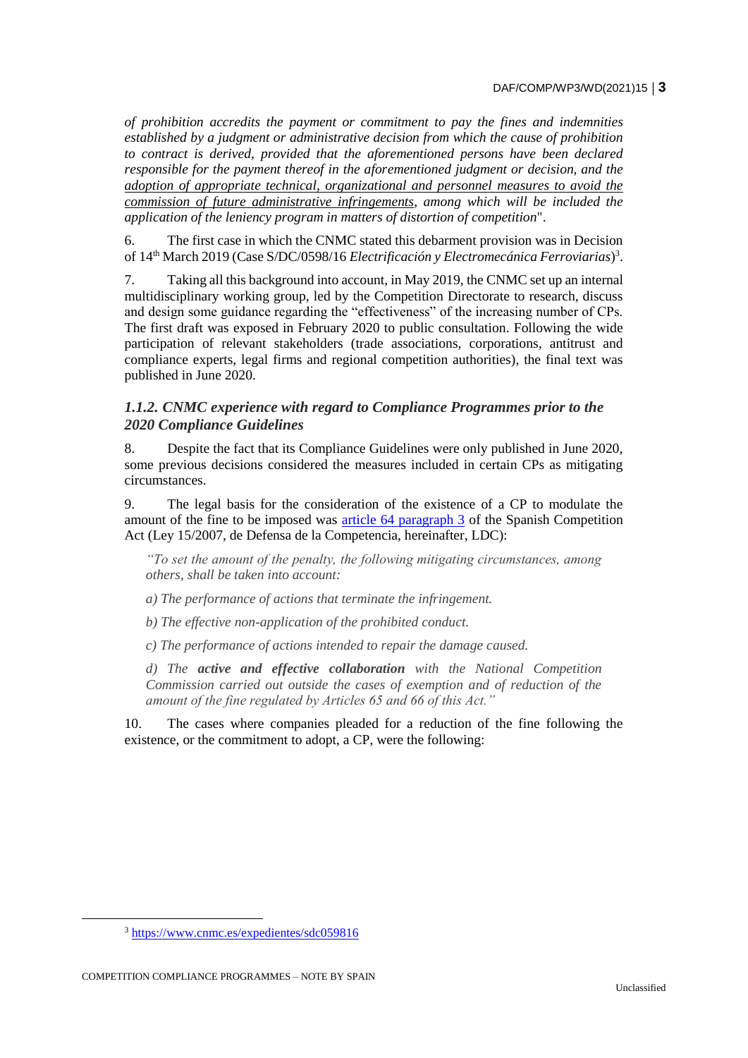*of prohibition accredits the payment or commitment to pay the fines and indemnities established by a judgment or administrative decision from which the cause of prohibition to contract is derived, provided that the aforementioned persons have been declared responsible for the payment thereof in the aforementioned judgment or decision, and the adoption of appropriate technical, organizational and personnel measures to avoid the commission of future administrative infringements, among which will be included the application of the leniency program in matters of distortion of competition*".

6. The first case in which the CNMC stated this debarment provision was in Decision of 14th March 2019 (Case S/DC/0598/16 *Electrificación y Electromecánica Ferroviarias*)[3].

7. Taking all this background into account, in May 2019, the CNMC set up an internal multidisciplinary working group, led by the Competition Directorate to research, discuss and design some guidance regarding the "effectiveness" of the increasing number of CPs. The first draft was exposed in February 2020 to public consultation. Following the wide participation of relevant stakeholders (trade associations, corporations, antitrust and compliance experts, legal firms and regional competition authorities), the final text was published in June 2020.

### *1.1.2. CNMC experience with regard to Compliance Programmes prior to the 2020 Compliance Guidelines*

8. Despite the fact that its Compliance Guidelines were only published in June 2020, some previous decisions considered the measures included in certain CPs as mitigating circumstances.

9. The legal basis for the consideration of the existence of a CP to modulate the amount of the fine to be imposed was article 64 paragraph 3 of the Spanish Competition Act (Ley 15/2007, de Defensa de la Competencia, hereinafter, LDC):

> *"To set the amount of the penalty, the following mitigating circumstances, among others, shall be taken into account:*
>
> *a) The performance of actions that terminate the infringement.*
>
> *b) The effective non-application of the prohibited conduct.*
>
> *c) The performance of actions intended to repair the damage caused.*
>
> *d) The **active and effective collaboration** with the National Competition Commission carried out outside the cases of exemption and of reduction of the amount of the fine regulated by Articles 65 and 66 of this Act."*

10. The cases where companies pleaded for a reduction of the fine following the existence, or the commitment to adopt, a CP, were the following:

[3] https://www.cnmc.es/expedientes/sdc059816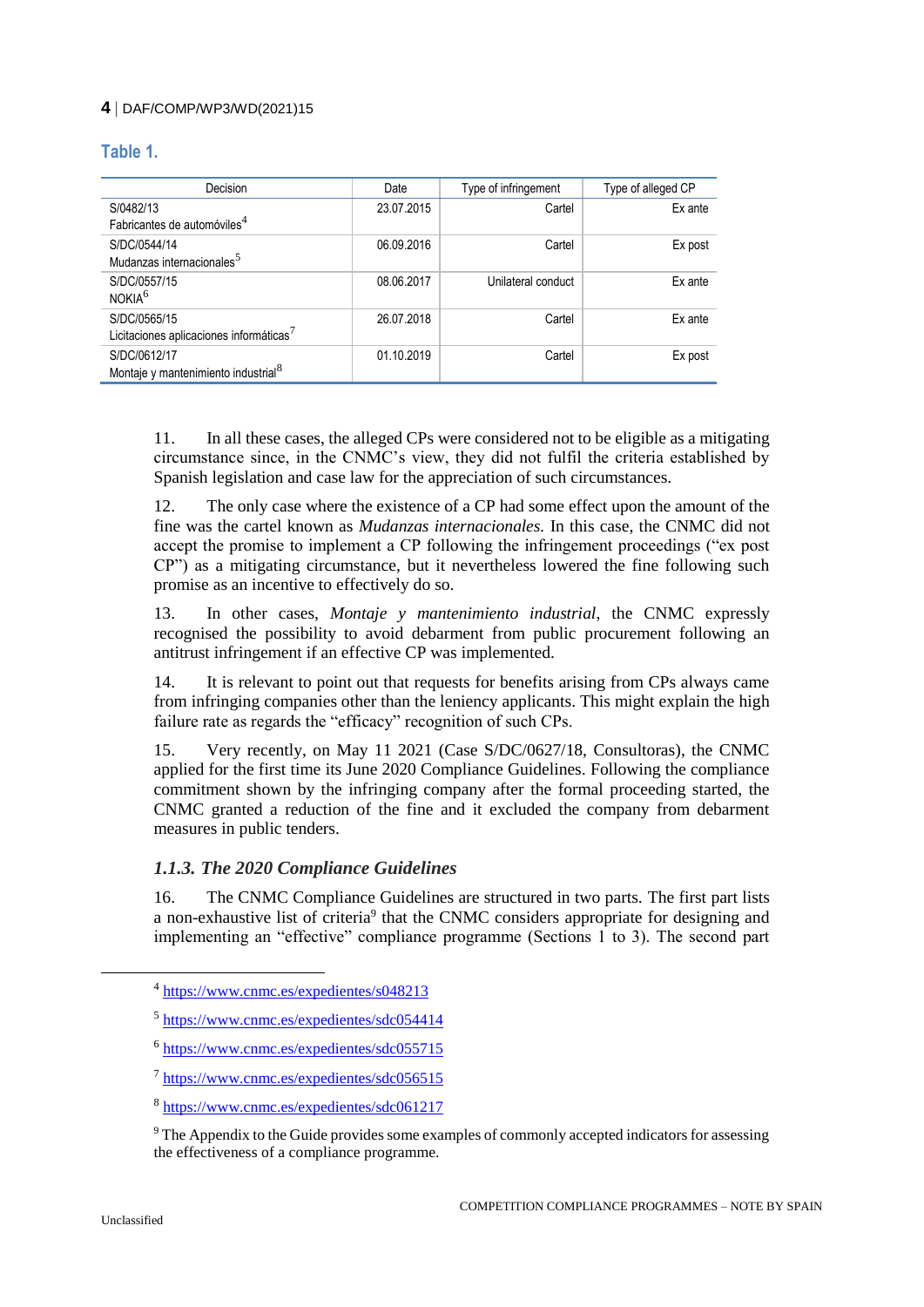**Table 1.**

| Decision | Date | Type of infringement | Type of alleged CP |
|---|---|---|---|
| S/0482/13 Fabricantes de automóviles[4] | 23.07.2015 | Cartel | Ex ante |
| S/DC/0544/14 Mudanzas internacionales[5] | 06.09.2016 | Cartel | Ex post |
| S/DC/0557/15 NOKIA[6] | 08.06.2017 | Unilateral conduct | Ex ante |
| S/DC/0565/15 Licitaciones aplicaciones informáticas[7] | 26.07.2018 | Cartel | Ex ante |
| S/DC/0612/17 Montaje y mantenimiento industrial[8] | 01.10.2019 | Cartel | Ex post |

11. In all these cases, the alleged CPs were considered not to be eligible as a mitigating circumstance since, in the CNMC's view, they did not fulfil the criteria established by Spanish legislation and case law for the appreciation of such circumstances.

12. The only case where the existence of a CP had some effect upon the amount of the fine was the cartel known as *Mudanzas internacionales.* In this case, the CNMC did not accept the promise to implement a CP following the infringement proceedings ("ex post CP") as a mitigating circumstance, but it nevertheless lowered the fine following such promise as an incentive to effectively do so.

13. In other cases, *Montaje y mantenimiento industrial*, the CNMC expressly recognised the possibility to avoid debarment from public procurement following an antitrust infringement if an effective CP was implemented.

14. It is relevant to point out that requests for benefits arising from CPs always came from infringing companies other than the leniency applicants. This might explain the high failure rate as regards the "efficacy" recognition of such CPs.

15. Very recently, on May 11 2021 (Case S/DC/0627/18, Consultoras), the CNMC applied for the first time its June 2020 Compliance Guidelines. Following the compliance commitment shown by the infringing company after the formal proceeding started, the CNMC granted a reduction of the fine and it excluded the company from debarment measures in public tenders.

### *1.1.3. The 2020 Compliance Guidelines*

16. The CNMC Compliance Guidelines are structured in two parts. The first part lists a non-exhaustive list of criteria[9] that the CNMC considers appropriate for designing and implementing an "effective" compliance programme (Sections 1 to 3). The second part

---

[4] https://www.cnmc.es/expedientes/s048213

[5] https://www.cnmc.es/expedientes/sdc054414

[6] https://www.cnmc.es/expedientes/sdc055715

[7] https://www.cnmc.es/expedientes/sdc056515

[8] https://www.cnmc.es/expedientes/sdc061217

[9] The Appendix to the Guide provides some examples of commonly accepted indicators for assessing the effectiveness of a compliance programme.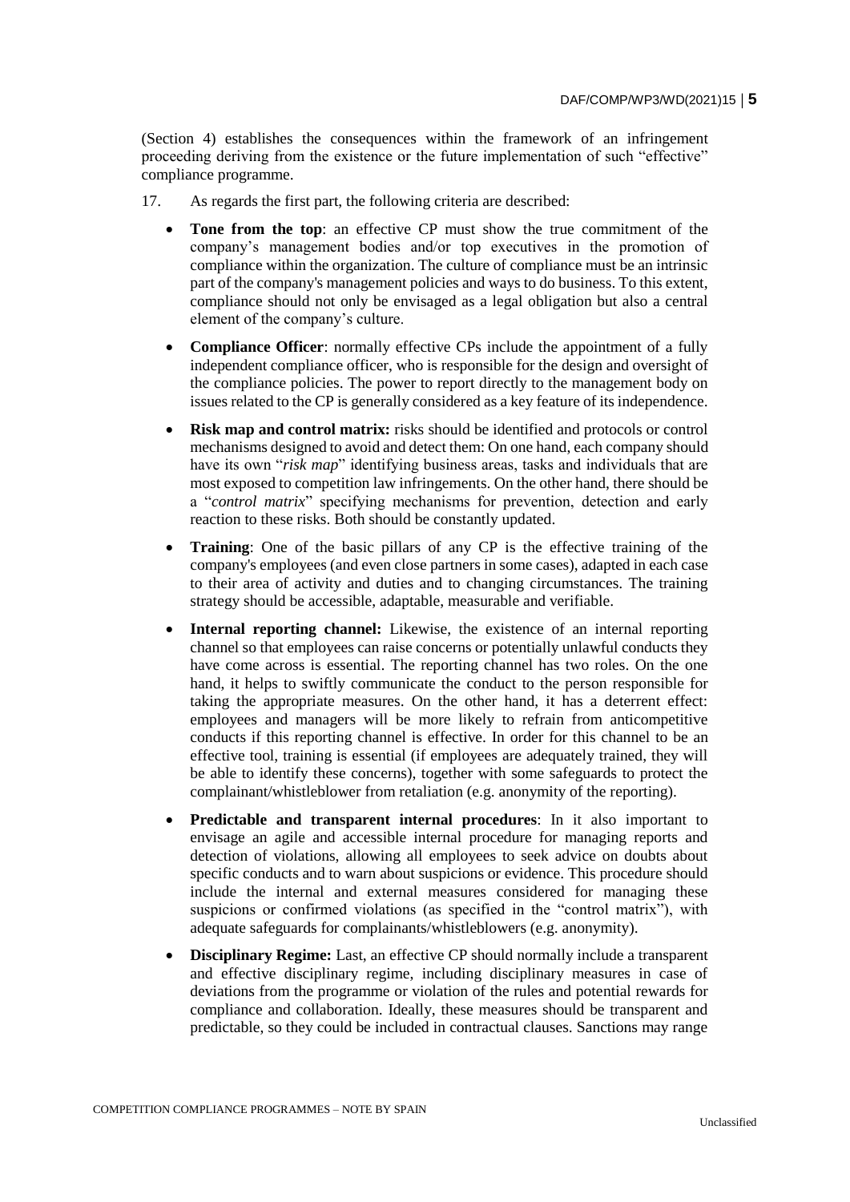(Section 4) establishes the consequences within the framework of an infringement proceeding deriving from the existence or the future implementation of such "effective" compliance programme.

17. As regards the first part, the following criteria are described:

- **Tone from the top**: an effective CP must show the true commitment of the company's management bodies and/or top executives in the promotion of compliance within the organization. The culture of compliance must be an intrinsic part of the company's management policies and ways to do business. To this extent, compliance should not only be envisaged as a legal obligation but also a central element of the company's culture.
- **Compliance Officer**: normally effective CPs include the appointment of a fully independent compliance officer, who is responsible for the design and oversight of the compliance policies. The power to report directly to the management body on issues related to the CP is generally considered as a key feature of its independence.
- **Risk map and control matrix:** risks should be identified and protocols or control mechanisms designed to avoid and detect them: On one hand, each company should have its own "*risk map*" identifying business areas, tasks and individuals that are most exposed to competition law infringements. On the other hand, there should be a "*control matrix*" specifying mechanisms for prevention, detection and early reaction to these risks. Both should be constantly updated.
- **Training**: One of the basic pillars of any CP is the effective training of the company's employees (and even close partners in some cases), adapted in each case to their area of activity and duties and to changing circumstances. The training strategy should be accessible, adaptable, measurable and verifiable.
- **Internal reporting channel:** Likewise, the existence of an internal reporting channel so that employees can raise concerns or potentially unlawful conducts they have come across is essential. The reporting channel has two roles. On the one hand, it helps to swiftly communicate the conduct to the person responsible for taking the appropriate measures. On the other hand, it has a deterrent effect: employees and managers will be more likely to refrain from anticompetitive conducts if this reporting channel is effective. In order for this channel to be an effective tool, training is essential (if employees are adequately trained, they will be able to identify these concerns), together with some safeguards to protect the complainant/whistleblower from retaliation (e.g. anonymity of the reporting).
- **Predictable and transparent internal procedures**: In it also important to envisage an agile and accessible internal procedure for managing reports and detection of violations, allowing all employees to seek advice on doubts about specific conducts and to warn about suspicions or evidence. This procedure should include the internal and external measures considered for managing these suspicions or confirmed violations (as specified in the "control matrix"), with adequate safeguards for complainants/whistleblowers (e.g. anonymity).
- **Disciplinary Regime:** Last, an effective CP should normally include a transparent and effective disciplinary regime, including disciplinary measures in case of deviations from the programme or violation of the rules and potential rewards for compliance and collaboration. Ideally, these measures should be transparent and predictable, so they could be included in contractual clauses. Sanctions may range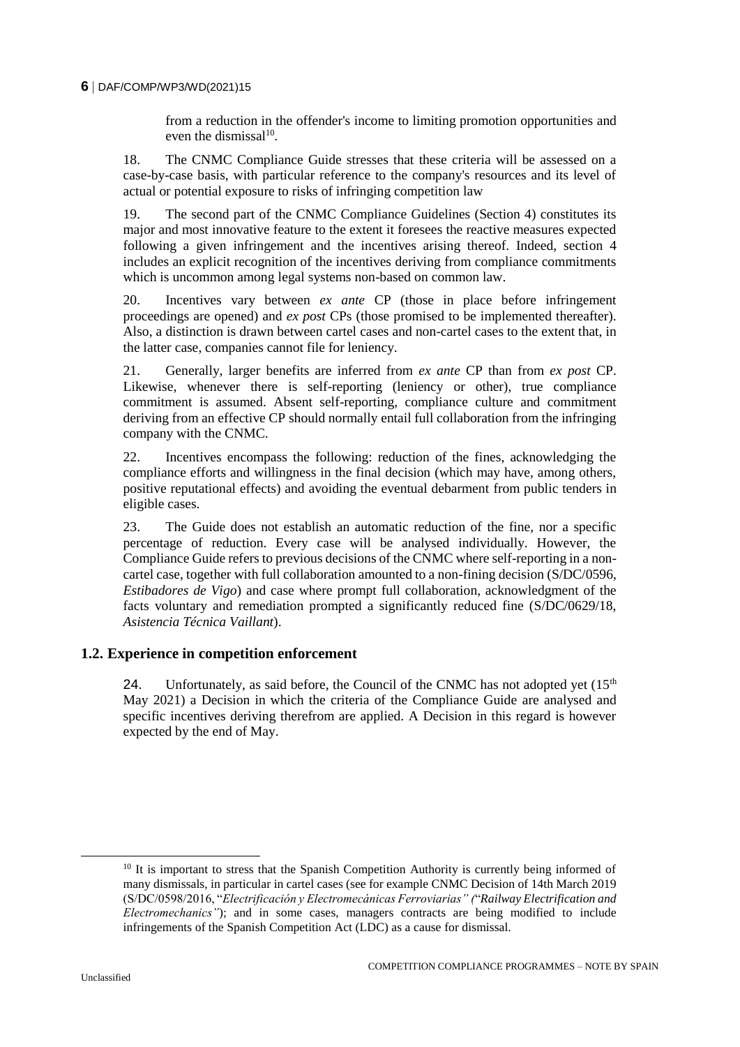from a reduction in the offender's income to limiting promotion opportunities and even the dismissal[10].

18. The CNMC Compliance Guide stresses that these criteria will be assessed on a case-by-case basis, with particular reference to the company's resources and its level of actual or potential exposure to risks of infringing competition law

19. The second part of the CNMC Compliance Guidelines (Section 4) constitutes its major and most innovative feature to the extent it foresees the reactive measures expected following a given infringement and the incentives arising thereof. Indeed, section 4 includes an explicit recognition of the incentives deriving from compliance commitments which is uncommon among legal systems non-based on common law.

20. Incentives vary between *ex ante* CP (those in place before infringement proceedings are opened) and *ex post* CPs (those promised to be implemented thereafter). Also, a distinction is drawn between cartel cases and non-cartel cases to the extent that, in the latter case, companies cannot file for leniency.

21. Generally, larger benefits are inferred from *ex ante* CP than from *ex post* CP. Likewise, whenever there is self-reporting (leniency or other), true compliance commitment is assumed. Absent self-reporting, compliance culture and commitment deriving from an effective CP should normally entail full collaboration from the infringing company with the CNMC.

22. Incentives encompass the following: reduction of the fines, acknowledging the compliance efforts and willingness in the final decision (which may have, among others, positive reputational effects) and avoiding the eventual debarment from public tenders in eligible cases.

23. The Guide does not establish an automatic reduction of the fine, nor a specific percentage of reduction. Every case will be analysed individually. However, the Compliance Guide refers to previous decisions of the CNMC where self-reporting in a non-cartel case, together with full collaboration amounted to a non-fining decision (S/DC/0596, *Estibadores de Vigo*) and case where prompt full collaboration, acknowledgment of the facts voluntary and remediation prompted a significantly reduced fine (S/DC/0629/18, *Asistencia Técnica Vaillant*).

## 1.2. Experience in competition enforcement

24. Unfortunately, as said before, the Council of the CNMC has not adopted yet (15th May 2021) a Decision in which the criteria of the Compliance Guide are analysed and specific incentives deriving therefrom are applied. A Decision in this regard is however expected by the end of May.

[10] It is important to stress that the Spanish Competition Authority is currently being informed of many dismissals, in particular in cartel cases (see for example CNMC Decision of 14th March 2019 (S/DC/0598/2016, "*Electrificación y Electromecánicas Ferroviarias" (*"*Railway Electrification and Electromechanics"*"); and in some cases, managers contracts are being modified to include infringements of the Spanish Competition Act (LDC) as a cause for dismissal.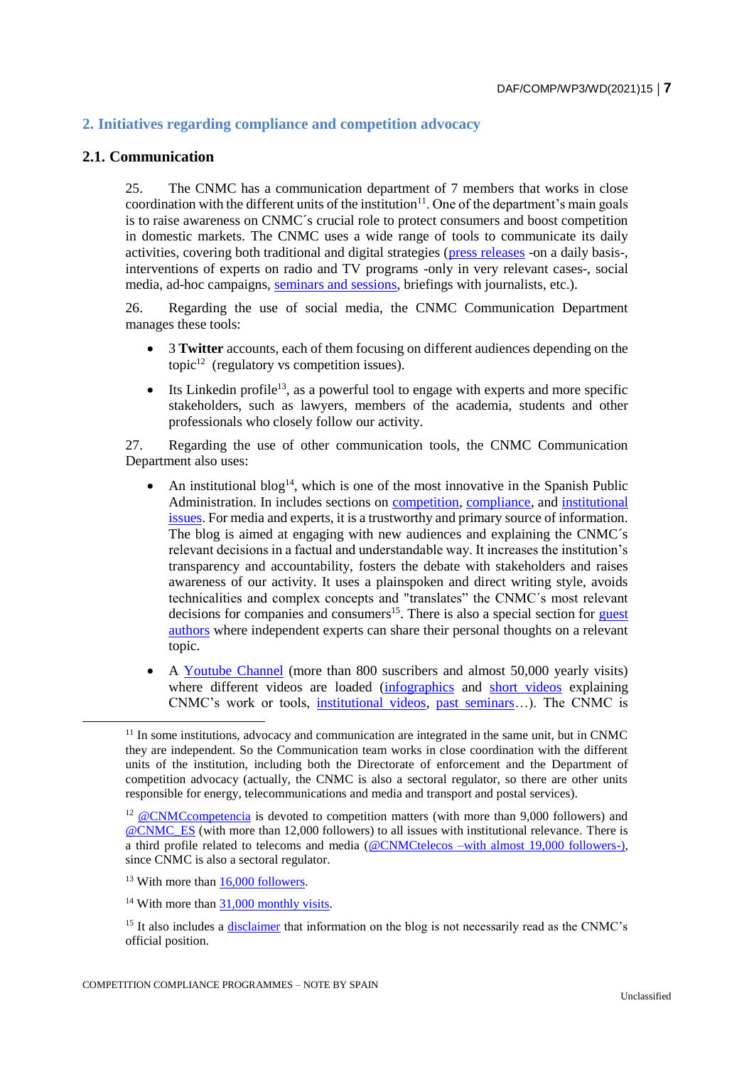## 2. Initiatives regarding compliance and competition advocacy

### 2.1. Communication

25. The CNMC has a communication department of 7 members that works in close coordination with the different units of the institution[11]. One of the department's main goals is to raise awareness on CNMC´s crucial role to protect consumers and boost competition in domestic markets. The CNMC uses a wide range of tools to communicate its daily activities, covering both traditional and digital strategies (press releases -on a daily basis-, interventions of experts on radio and TV programs -only in very relevant cases-, social media, ad-hoc campaigns, seminars and sessions, briefings with journalists, etc.).

26. Regarding the use of social media, the CNMC Communication Department manages these tools:

- 3 **Twitter** accounts, each of them focusing on different audiences depending on the topic[12] (regulatory vs competition issues).
- Its Linkedin profile[13], as a powerful tool to engage with experts and more specific stakeholders, such as lawyers, members of the academia, students and other professionals who closely follow our activity.

27. Regarding the use of other communication tools, the CNMC Communication Department also uses:

- An institutional blog[14], which is one of the most innovative in the Spanish Public Administration. In includes sections on competition, compliance, and institutional issues. For media and experts, it is a trustworthy and primary source of information. The blog is aimed at engaging with new audiences and explaining the CNMC´s relevant decisions in a factual and understandable way. It increases the institution's transparency and accountability, fosters the debate with stakeholders and raises awareness of our activity. It uses a plainspoken and direct writing style, avoids technicalities and complex concepts and "translates" the CNMC´s most relevant decisions for companies and consumers[15]. There is also a special section for guest authors where independent experts can share their personal thoughts on a relevant topic.
- A Youtube Channel (more than 800 suscribers and almost 50,000 yearly visits) where different videos are loaded (infographics and short videos explaining CNMC's work or tools, institutional videos, past seminars…). The CNMC is

---

[11] In some institutions, advocacy and communication are integrated in the same unit, but in CNMC they are independent. So the Communication team works in close coordination with the different units of the institution, including both the Directorate of enforcement and the Department of competition advocacy (actually, the CNMC is also a sectoral regulator, so there are other units responsible for energy, telecommunications and media and transport and postal services).

[12] @CNMCcompetencia is devoted to competition matters (with more than 9,000 followers) and @CNMC_ES (with more than 12,000 followers) to all issues with institutional relevance. There is a third profile related to telecoms and media (@CNMCtelecos –with almost 19,000 followers-), since CNMC is also a sectoral regulator.

[13] With more than 16,000 followers.

[14] With more than 31,000 monthly visits.

[15] It also includes a disclaimer that information on the blog is not necessarily read as the CNMC's official position.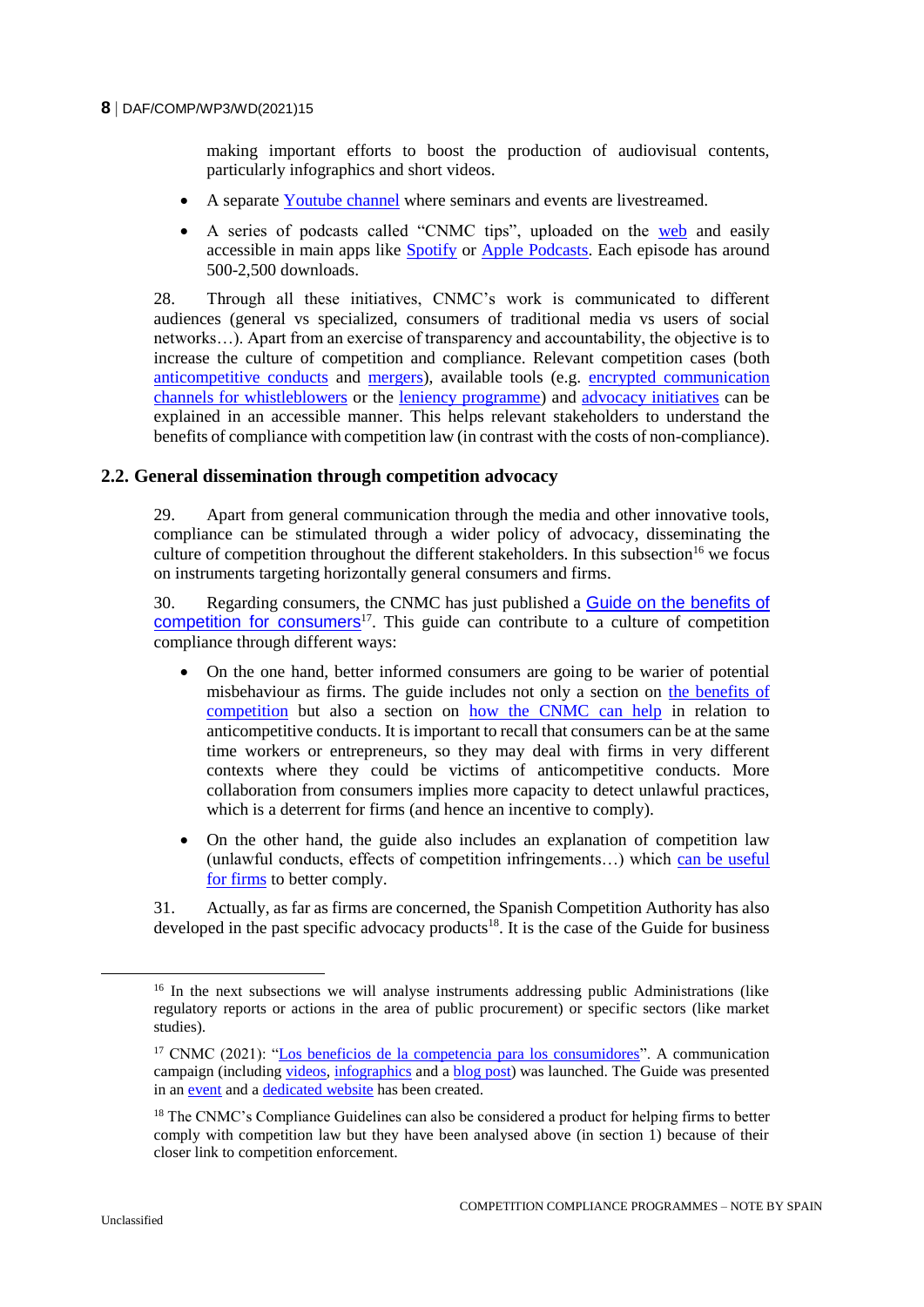making important efforts to boost the production of audiovisual contents, particularly infographics and short videos.

- A separate Youtube channel where seminars and events are livestreamed.
- A series of podcasts called "CNMC tips", uploaded on the web and easily accessible in main apps like Spotify or Apple Podcasts. Each episode has around 500-2,500 downloads.

28. Through all these initiatives, CNMC's work is communicated to different audiences (general vs specialized, consumers of traditional media vs users of social networks…). Apart from an exercise of transparency and accountability, the objective is to increase the culture of competition and compliance. Relevant competition cases (both anticompetitive conducts and mergers), available tools (e.g. encrypted communication channels for whistleblowers or the leniency programme) and advocacy initiatives can be explained in an accessible manner. This helps relevant stakeholders to understand the benefits of compliance with competition law (in contrast with the costs of non-compliance).

### 2.2. General dissemination through competition advocacy

29. Apart from general communication through the media and other innovative tools, compliance can be stimulated through a wider policy of advocacy, disseminating the culture of competition throughout the different stakeholders. In this subsection[16] we focus on instruments targeting horizontally general consumers and firms.

30. Regarding consumers, the CNMC has just published a Guide on the benefits of competition for consumers[17]. This guide can contribute to a culture of competition compliance through different ways:

- On the one hand, better informed consumers are going to be warier of potential misbehaviour as firms. The guide includes not only a section on the benefits of competition but also a section on how the CNMC can help in relation to anticompetitive conducts. It is important to recall that consumers can be at the same time workers or entrepreneurs, so they may deal with firms in very different contexts where they could be victims of anticompetitive conducts. More collaboration from consumers implies more capacity to detect unlawful practices, which is a deterrent for firms (and hence an incentive to comply).
- On the other hand, the guide also includes an explanation of competition law (unlawful conducts, effects of competition infringements…) which can be useful for firms to better comply.

31. Actually, as far as firms are concerned, the Spanish Competition Authority has also developed in the past specific advocacy products[18]. It is the case of the Guide for business

---

[16] In the next subsections we will analyse instruments addressing public Administrations (like regulatory reports or actions in the area of public procurement) or specific sectors (like market studies).

[17] CNMC (2021): "Los beneficios de la competencia para los consumidores". A communication campaign (including videos, infographics and a blog post) was launched. The Guide was presented in an event and a dedicated website has been created.

[18] The CNMC's Compliance Guidelines can also be considered a product for helping firms to better comply with competition law but they have been analysed above (in section 1) because of their closer link to competition enforcement.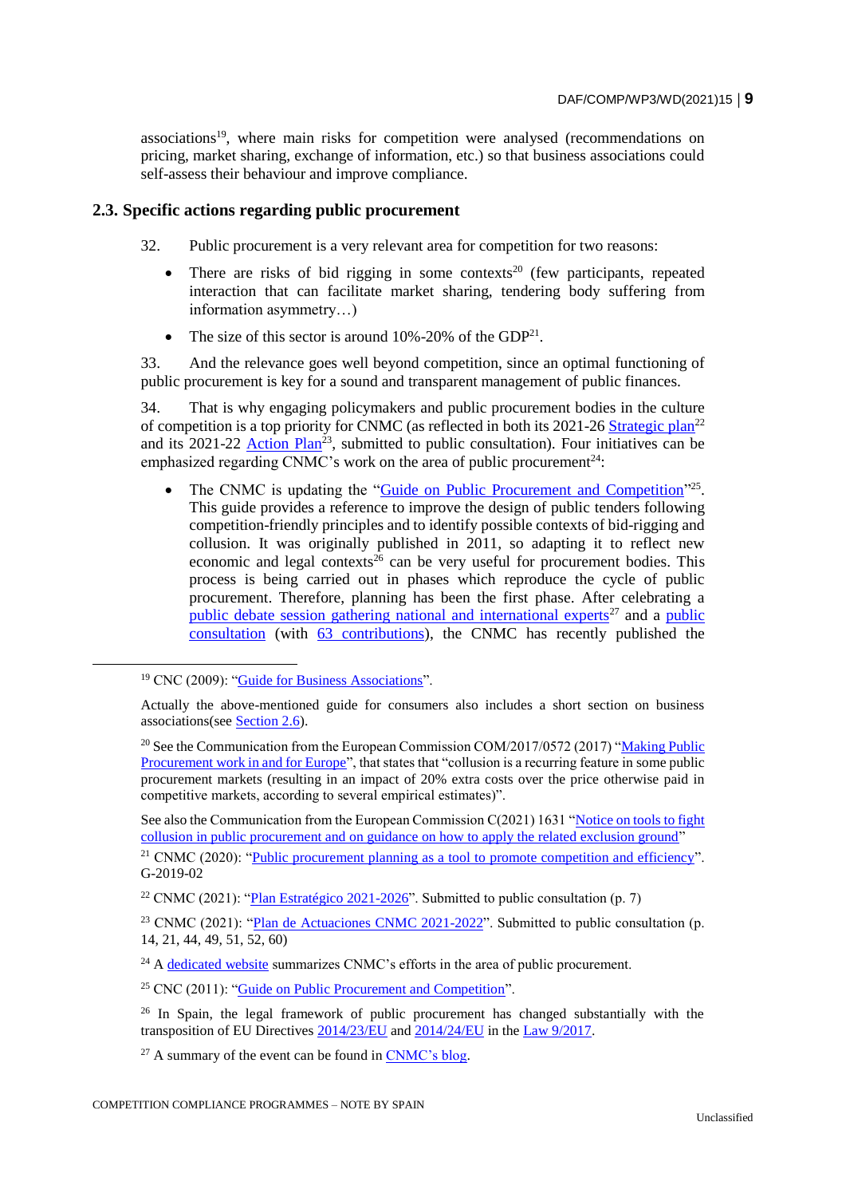associations[19], where main risks for competition were analysed (recommendations on pricing, market sharing, exchange of information, etc.) so that business associations could self-assess their behaviour and improve compliance.

## 2.3. Specific actions regarding public procurement

32. Public procurement is a very relevant area for competition for two reasons:

- There are risks of bid rigging in some contexts[20] (few participants, repeated interaction that can facilitate market sharing, tendering body suffering from information asymmetry…)
- The size of this sector is around 10%-20% of the GDP[21].

33. And the relevance goes well beyond competition, since an optimal functioning of public procurement is key for a sound and transparent management of public finances.

34. That is why engaging policymakers and public procurement bodies in the culture of competition is a top priority for CNMC (as reflected in both its 2021-26 Strategic plan[22] and its 2021-22 Action Plan[23], submitted to public consultation). Four initiatives can be emphasized regarding CNMC's work on the area of public procurement[24]:

- The CNMC is updating the "Guide on Public Procurement and Competition"[25]. This guide provides a reference to improve the design of public tenders following competition-friendly principles and to identify possible contexts of bid-rigging and collusion. It was originally published in 2011, so adapting it to reflect new economic and legal contexts[26] can be very useful for procurement bodies. This process is being carried out in phases which reproduce the cycle of public procurement. Therefore, planning has been the first phase. After celebrating a public debate session gathering national and international experts[27] and a public consultation (with 63 contributions), the CNMC has recently published the

---

[19] CNC (2009): "Guide for Business Associations".

Actually the above-mentioned guide for consumers also includes a short section on business associations(see Section 2.6).

[20] See the Communication from the European Commission COM/2017/0572 (2017) "Making Public Procurement work in and for Europe", that states that "collusion is a recurring feature in some public procurement markets (resulting in an impact of 20% extra costs over the price otherwise paid in competitive markets, according to several empirical estimates)".

See also the Communication from the European Commission C(2021) 1631 "Notice on tools to fight collusion in public procurement and on guidance on how to apply the related exclusion ground"

[21] CNMC (2020): "Public procurement planning as a tool to promote competition and efficiency". G-2019-02

[22] CNMC (2021): "Plan Estratégico 2021-2026". Submitted to public consultation (p. 7)

[23] CNMC (2021): "Plan de Actuaciones CNMC 2021-2022". Submitted to public consultation (p. 14, 21, 44, 49, 51, 52, 60)

[24] A dedicated website summarizes CNMC's efforts in the area of public procurement.

[25] CNC (2011): "Guide on Public Procurement and Competition".

[26] In Spain, the legal framework of public procurement has changed substantially with the transposition of EU Directives 2014/23/EU and 2014/24/EU in the Law 9/2017.

[27] A summary of the event can be found in CNMC's blog.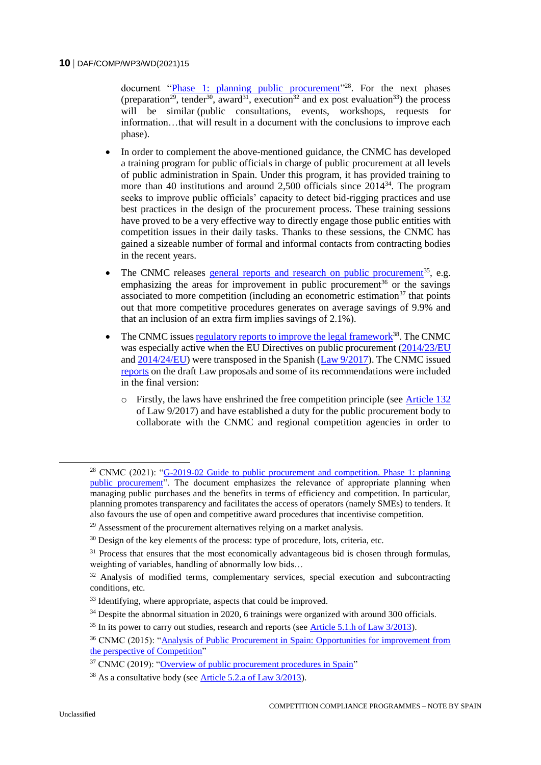document "Phase 1: planning public procurement"[28]. For the next phases (preparation[29], tender[30], award[31], execution[32] and ex post evaluation[33]) the process will be similar (public consultations, events, workshops, requests for information…that will result in a document with the conclusions to improve each phase).

- In order to complement the above-mentioned guidance, the CNMC has developed a training program for public officials in charge of public procurement at all levels of public administration in Spain. Under this program, it has provided training to more than 40 institutions and around 2,500 officials since 2014[34]. The program seeks to improve public officials' capacity to detect bid-rigging practices and use best practices in the design of the procurement process. These training sessions have proved to be a very effective way to directly engage those public entities with competition issues in their daily tasks. Thanks to these sessions, the CNMC has gained a sizeable number of formal and informal contacts from contracting bodies in the recent years.

- The CNMC releases general reports and research on public procurement[35], e.g. emphasizing the areas for improvement in public procurement[36] or the savings associated to more competition (including an econometric estimation[37] that points out that more competitive procedures generates on average savings of 9.9% and that an inclusion of an extra firm implies savings of 2.1%).

- The CNMC issues regulatory reports to improve the legal framework[38]. The CNMC was especially active when the EU Directives on public procurement (2014/23/EU and 2014/24/EU) were transposed in the Spanish (Law 9/2017). The CNMC issued reports on the draft Law proposals and some of its recommendations were included in the final version:

    - Firstly, the laws have enshrined the free competition principle (see Article 132 of Law 9/2017) and have established a duty for the public procurement body to collaborate with the CNMC and regional competition agencies in order to

---

[28] CNMC (2021): "G-2019-02 Guide to public procurement and competition. Phase 1: planning public procurement". The document emphasizes the relevance of appropriate planning when managing public purchases and the benefits in terms of efficiency and competition. In particular, planning promotes transparency and facilitates the access of operators (namely SMEs) to tenders. It also favours the use of open and competitive award procedures that incentivise competition.

[29] Assessment of the procurement alternatives relying on a market analysis.

[30] Design of the key elements of the process: type of procedure, lots, criteria, etc.

[31] Process that ensures that the most economically advantageous bid is chosen through formulas, weighting of variables, handling of abnormally low bids…

[32] Analysis of modified terms, complementary services, special execution and subcontracting conditions, etc.

[33] Identifying, where appropriate, aspects that could be improved.

[34] Despite the abnormal situation in 2020, 6 trainings were organized with around 300 officials.

[35] In its power to carry out studies, research and reports (see Article 5.1.h of Law 3/2013).

[36] CNMC (2015): "Analysis of Public Procurement in Spain: Opportunities for improvement from the perspective of Competition"

[37] CNMC (2019): "Overview of public procurement procedures in Spain"

[38] As a consultative body (see Article 5.2.a of Law 3/2013).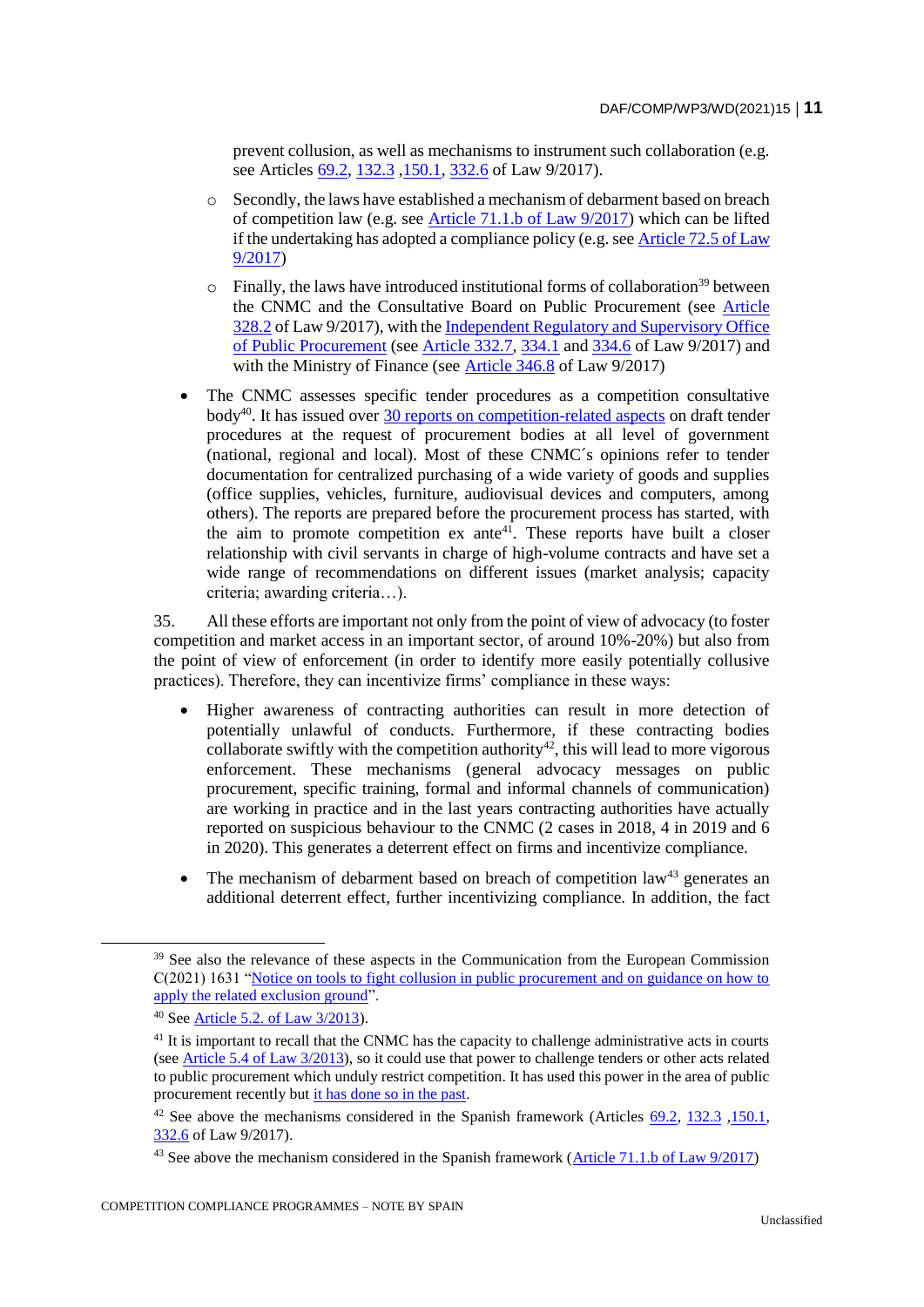prevent collusion, as well as mechanisms to instrument such collaboration (e.g. see Articles 69.2, 132.3 ,150.1, 332.6 of Law 9/2017).

- Secondly, the laws have established a mechanism of debarment based on breach of competition law (e.g. see Article 71.1.b of Law 9/2017) which can be lifted if the undertaking has adopted a compliance policy (e.g. see Article 72.5 of Law 9/2017)
- Finally, the laws have introduced institutional forms of collaboration[39] between the CNMC and the Consultative Board on Public Procurement (see Article 328.2 of Law 9/2017), with the Independent Regulatory and Supervisory Office of Public Procurement (see Article 332.7, 334.1 and 334.6 of Law 9/2017) and with the Ministry of Finance (see Article 346.8 of Law 9/2017)

- The CNMC assesses specific tender procedures as a competition consultative body[40]. It has issued over 30 reports on competition-related aspects on draft tender procedures at the request of procurement bodies at all level of government (national, regional and local). Most of these CNMC´s opinions refer to tender documentation for centralized purchasing of a wide variety of goods and supplies (office supplies, vehicles, furniture, audiovisual devices and computers, among others). The reports are prepared before the procurement process has started, with the aim to promote competition ex ante[41]. These reports have built a closer relationship with civil servants in charge of high-volume contracts and have set a wide range of recommendations on different issues (market analysis; capacity criteria; awarding criteria…).

35. All these efforts are important not only from the point of view of advocacy (to foster competition and market access in an important sector, of around 10%-20%) but also from the point of view of enforcement (in order to identify more easily potentially collusive practices). Therefore, they can incentivize firms' compliance in these ways:

- Higher awareness of contracting authorities can result in more detection of potentially unlawful of conducts. Furthermore, if these contracting bodies collaborate swiftly with the competition authority[42], this will lead to more vigorous enforcement. These mechanisms (general advocacy messages on public procurement, specific training, formal and informal channels of communication) are working in practice and in the last years contracting authorities have actually reported on suspicious behaviour to the CNMC (2 cases in 2018, 4 in 2019 and 6 in 2020). This generates a deterrent effect on firms and incentivize compliance.
- The mechanism of debarment based on breach of competition law[43] generates an additional deterrent effect, further incentivizing compliance. In addition, the fact

---

[39] See also the relevance of these aspects in the Communication from the European Commission C(2021) 1631 "Notice on tools to fight collusion in public procurement and on guidance on how to apply the related exclusion ground".

[40] See Article 5.2. of Law 3/2013).

[41] It is important to recall that the CNMC has the capacity to challenge administrative acts in courts (see Article 5.4 of Law 3/2013), so it could use that power to challenge tenders or other acts related to public procurement which unduly restrict competition. It has used this power in the area of public procurement recently but it has done so in the past.

[42] See above the mechanisms considered in the Spanish framework (Articles 69.2, 132.3 ,150.1, 332.6 of Law 9/2017).

[43] See above the mechanism considered in the Spanish framework (Article 71.1.b of Law 9/2017)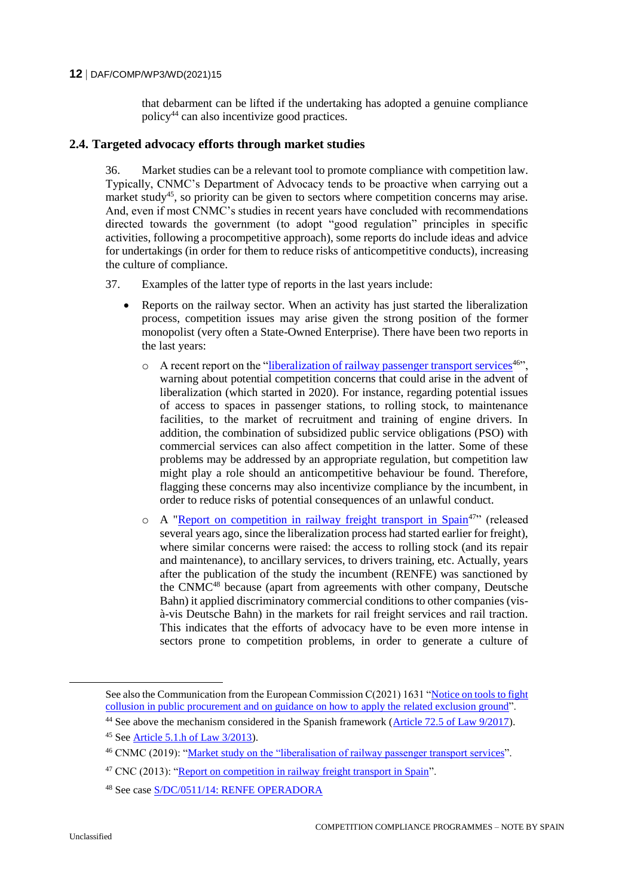that debarment can be lifted if the undertaking has adopted a genuine compliance policy[44] can also incentivize good practices.

### 2.4. Targeted advocacy efforts through market studies

36. Market studies can be a relevant tool to promote compliance with competition law. Typically, CNMC's Department of Advocacy tends to be proactive when carrying out a market study[45], so priority can be given to sectors where competition concerns may arise. And, even if most CNMC's studies in recent years have concluded with recommendations directed towards the government (to adopt "good regulation" principles in specific activities, following a procompetitive approach), some reports do include ideas and advice for undertakings (in order for them to reduce risks of anticompetitive conducts), increasing the culture of compliance.

37. Examples of the latter type of reports in the last years include:

- Reports on the railway sector. When an activity has just started the liberalization process, competition issues may arise given the strong position of the former monopolist (very often a State-Owned Enterprise). There have been two reports in the last years:
  - A recent report on the "liberalization of railway passenger transport services[46]", warning about potential competition concerns that could arise in the advent of liberalization (which started in 2020). For instance, regarding potential issues of access to spaces in passenger stations, to rolling stock, to maintenance facilities, to the market of recruitment and training of engine drivers. In addition, the combination of subsidized public service obligations (PSO) with commercial services can also affect competition in the latter. Some of these problems may be addressed by an appropriate regulation, but competition law might play a role should an anticompetitive behaviour be found. Therefore, flagging these concerns may also incentivize compliance by the incumbent, in order to reduce risks of potential consequences of an unlawful conduct.
  - A "Report on competition in railway freight transport in Spain[47]" (released several years ago, since the liberalization process had started earlier for freight), where similar concerns were raised: the access to rolling stock (and its repair and maintenance), to ancillary services, to drivers training, etc. Actually, years after the publication of the study the incumbent (RENFE) was sanctioned by the CNMC[48] because (apart from agreements with other company, Deutsche Bahn) it applied discriminatory commercial conditions to other companies (vis-à-vis Deutsche Bahn) in the markets for rail freight services and rail traction. This indicates that the efforts of advocacy have to be even more intense in sectors prone to competition problems, in order to generate a culture of

---

See also the Communication from the European Commission C(2021) 1631 "Notice on tools to fight collusion in public procurement and on guidance on how to apply the related exclusion ground".

[44] See above the mechanism considered in the Spanish framework (Article 72.5 of Law 9/2017).

[45] See Article 5.1.h of Law 3/2013).

[46] CNMC (2019): "Market study on the "liberalisation of railway passenger transport services".

[47] CNC (2013): "Report on competition in railway freight transport in Spain".

[48] See case S/DC/0511/14: RENFE OPERADORA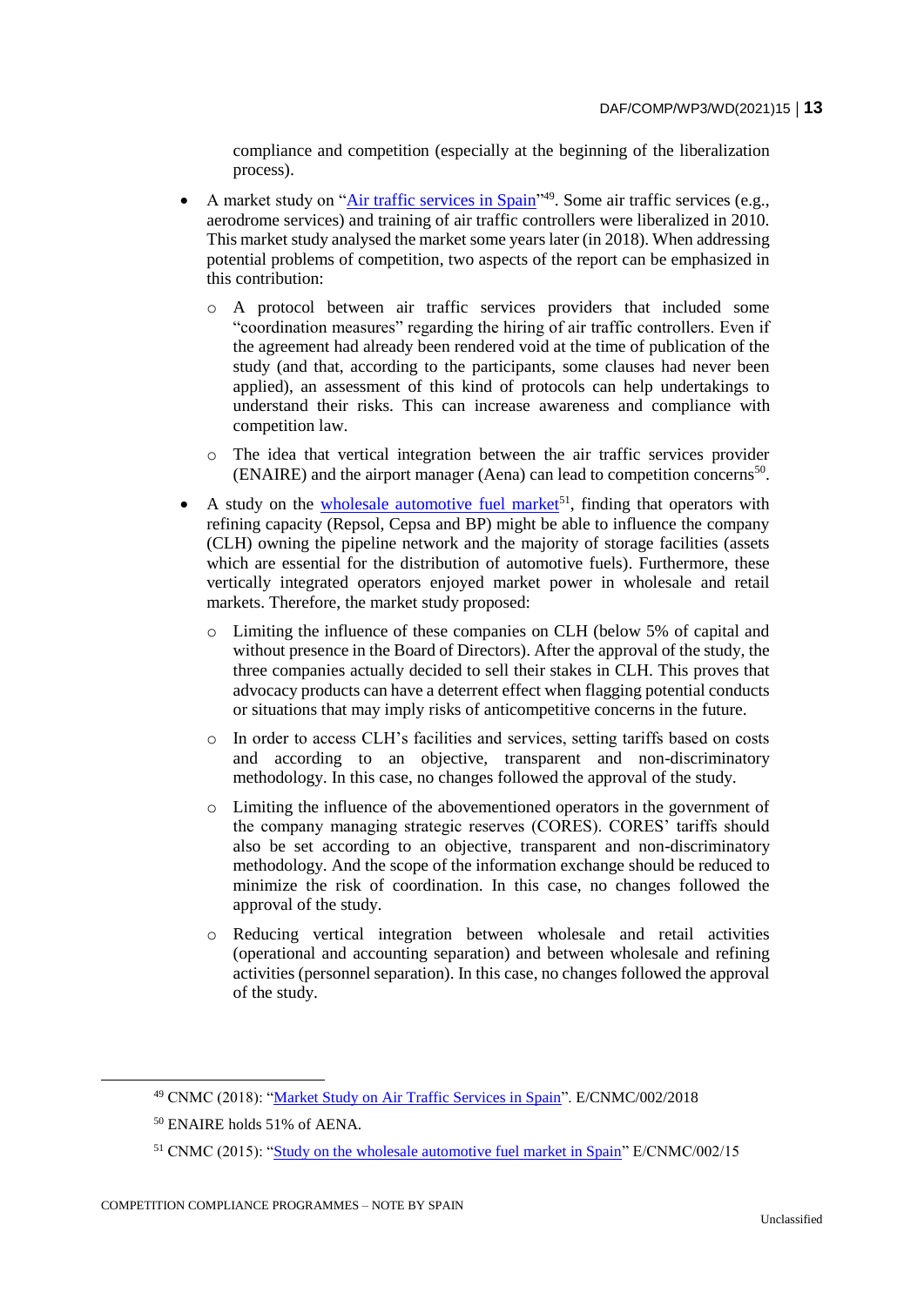compliance and competition (especially at the beginning of the liberalization process).

- A market study on "[Air traffic services in Spain](#)"[49]. Some air traffic services (e.g., aerodrome services) and training of air traffic controllers were liberalized in 2010. This market study analysed the market some years later (in 2018). When addressing potential problems of competition, two aspects of the report can be emphasized in this contribution:
  - A protocol between air traffic services providers that included some "coordination measures" regarding the hiring of air traffic controllers. Even if the agreement had already been rendered void at the time of publication of the study (and that, according to the participants, some clauses had never been applied), an assessment of this kind of protocols can help undertakings to understand their risks. This can increase awareness and compliance with competition law.
  - The idea that vertical integration between the air traffic services provider (ENAIRE) and the airport manager (Aena) can lead to competition concerns[50].
- A study on the [wholesale automotive fuel market](#)[51], finding that operators with refining capacity (Repsol, Cepsa and BP) might be able to influence the company (CLH) owning the pipeline network and the majority of storage facilities (assets which are essential for the distribution of automotive fuels). Furthermore, these vertically integrated operators enjoyed market power in wholesale and retail markets. Therefore, the market study proposed:
  - Limiting the influence of these companies on CLH (below 5% of capital and without presence in the Board of Directors). After the approval of the study, the three companies actually decided to sell their stakes in CLH. This proves that advocacy products can have a deterrent effect when flagging potential conducts or situations that may imply risks of anticompetitive concerns in the future.
  - In order to access CLH's facilities and services, setting tariffs based on costs and according to an objective, transparent and non-discriminatory methodology. In this case, no changes followed the approval of the study.
  - Limiting the influence of the abovementioned operators in the government of the company managing strategic reserves (CORES). CORES' tariffs should also be set according to an objective, transparent and non-discriminatory methodology. And the scope of the information exchange should be reduced to minimize the risk of coordination. In this case, no changes followed the approval of the study.
  - Reducing vertical integration between wholesale and retail activities (operational and accounting separation) and between wholesale and refining activities (personnel separation). In this case, no changes followed the approval of the study.

---

[49] CNMC (2018): "[Market Study on Air Traffic Services in Spain](#)". E/CNMC/002/2018

[50] ENAIRE holds 51% of AENA.

[51] CNMC (2015): "[Study on the wholesale automotive fuel market in Spain](#)" E/CNMC/002/15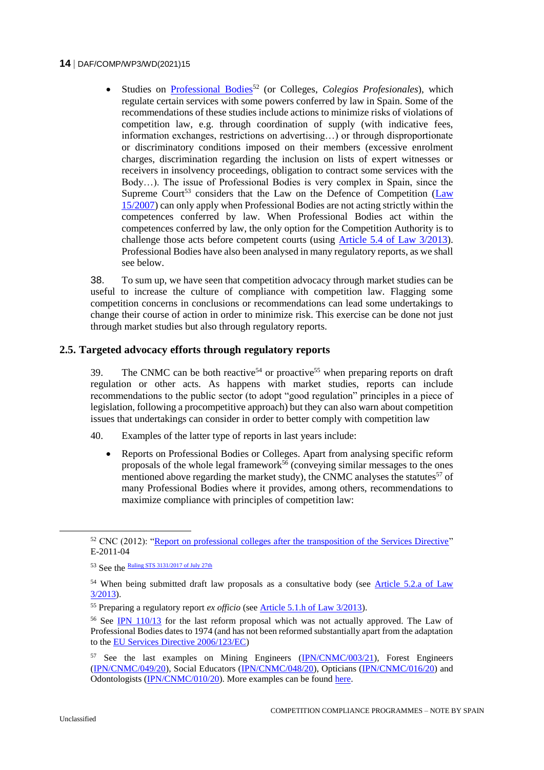- Studies on Professional Bodies[52] (or Colleges, *Colegios Profesionales*), which regulate certain services with some powers conferred by law in Spain. Some of the recommendations of these studies include actions to minimize risks of violations of competition law, e.g. through coordination of supply (with indicative fees, information exchanges, restrictions on advertising…) or through disproportionate or discriminatory conditions imposed on their members (excessive enrolment charges, discrimination regarding the inclusion on lists of expert witnesses or receivers in insolvency proceedings, obligation to contract some services with the Body…). The issue of Professional Bodies is very complex in Spain, since the Supreme Court[53] considers that the Law on the Defence of Competition (Law 15/2007) can only apply when Professional Bodies are not acting strictly within the competences conferred by law. When Professional Bodies act within the competences conferred by law, the only option for the Competition Authority is to challenge those acts before competent courts (using Article 5.4 of Law 3/2013). Professional Bodies have also been analysed in many regulatory reports, as we shall see below.

38. To sum up, we have seen that competition advocacy through market studies can be useful to increase the culture of compliance with competition law. Flagging some competition concerns in conclusions or recommendations can lead some undertakings to change their course of action in order to minimize risk. This exercise can be done not just through market studies but also through regulatory reports.

## 2.5. Targeted advocacy efforts through regulatory reports

39. The CNMC can be both reactive[54] or proactive[55] when preparing reports on draft regulation or other acts. As happens with market studies, reports can include recommendations to the public sector (to adopt "good regulation" principles in a piece of legislation, following a procompetitive approach) but they can also warn about competition issues that undertakings can consider in order to better comply with competition law

40. Examples of the latter type of reports in last years include:

- Reports on Professional Bodies or Colleges. Apart from analysing specific reform proposals of the whole legal framework[56] (conveying similar messages to the ones mentioned above regarding the market study), the CNMC analyses the statutes[57] of many Professional Bodies where it provides, among others, recommendations to maximize compliance with principles of competition law:

---

[52] CNC (2012): "Report on professional colleges after the transposition of the Services Directive" E-2011-04

[53] See the Ruling STS 3131/2017 of July 27th

[54] When being submitted draft law proposals as a consultative body (see Article 5.2.a of Law 3/2013).

[55] Preparing a regulatory report *ex officio* (see Article 5.1.h of Law 3/2013).

[56] See IPN 110/13 for the last reform proposal which was not actually approved. The Law of Professional Bodies dates to 1974 (and has not been reformed substantially apart from the adaptation to the EU Services Directive 2006/123/EC)

[57] See the last examples on Mining Engineers (IPN/CNMC/003/21), Forest Engineers (IPN/CNMC/049/20), Social Educators (IPN/CNMC/048/20), Opticians (IPN/CNMC/016/20) and Odontologists (IPN/CNMC/010/20). More examples can be found here.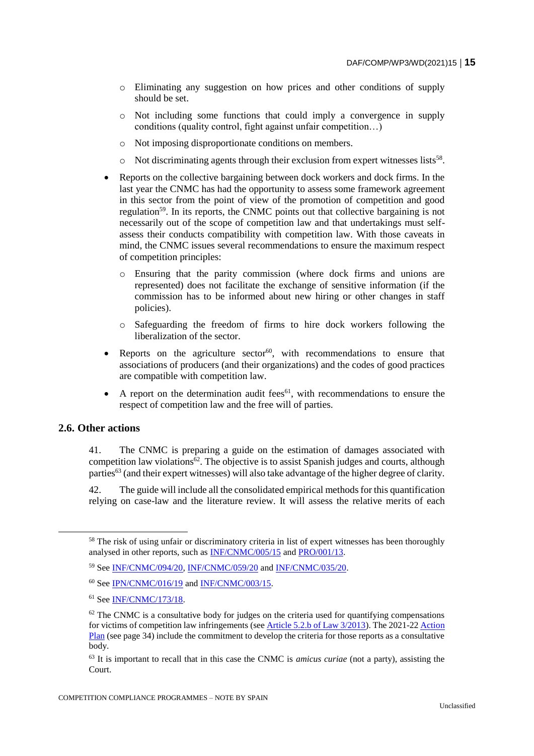- Eliminating any suggestion on how prices and other conditions of supply should be set.
    - Not including some functions that could imply a convergence in supply conditions (quality control, fight against unfair competition…)
    - Not imposing disproportionate conditions on members.
    - Not discriminating agents through their exclusion from expert witnesses lists[58].
- Reports on the collective bargaining between dock workers and dock firms. In the last year the CNMC has had the opportunity to assess some framework agreement in this sector from the point of view of the promotion of competition and good regulation[59]. In its reports, the CNMC points out that collective bargaining is not necessarily out of the scope of competition law and that undertakings must self-assess their conducts compatibility with competition law. With those caveats in mind, the CNMC issues several recommendations to ensure the maximum respect of competition principles:
    - Ensuring that the parity commission (where dock firms and unions are represented) does not facilitate the exchange of sensitive information (if the commission has to be informed about new hiring or other changes in staff policies).
    - Safeguarding the freedom of firms to hire dock workers following the liberalization of the sector.
- Reports on the agriculture sector[60], with recommendations to ensure that associations of producers (and their organizations) and the codes of good practices are compatible with competition law.
- A report on the determination audit fees[61], with recommendations to ensure the respect of competition law and the free will of parties.

## 2.6. Other actions

41. The CNMC is preparing a guide on the estimation of damages associated with competition law violations[62]. The objective is to assist Spanish judges and courts, although parties[63] (and their expert witnesses) will also take advantage of the higher degree of clarity.

42. The guide will include all the consolidated empirical methods for this quantification relying on case-law and the literature review. It will assess the relative merits of each

---

[58] The risk of using unfair or discriminatory criteria in list of expert witnesses has been thoroughly analysed in other reports, such as INF/CNMC/005/15 and PRO/001/13.

[59] See INF/CNMC/094/20, INF/CNMC/059/20 and INF/CNMC/035/20.

[60] See IPN/CNMC/016/19 and INF/CNMC/003/15.

[61] See INF/CNMC/173/18.

[62] The CNMC is a consultative body for judges on the criteria used for quantifying compensations for victims of competition law infringements (see Article 5.2.b of Law 3/2013). The 2021-22 Action Plan (see page 34) include the commitment to develop the criteria for those reports as a consultative body.

[63] It is important to recall that in this case the CNMC is *amicus curiae* (not a party), assisting the Court.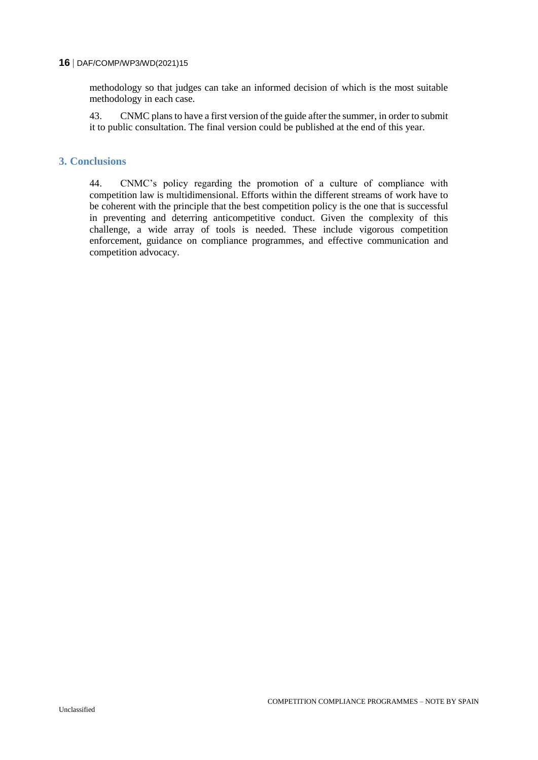methodology so that judges can take an informed decision of which is the most suitable methodology in each case.

43. CNMC plans to have a first version of the guide after the summer, in order to submit it to public consultation. The final version could be published at the end of this year.

## 3. Conclusions

44. CNMC's policy regarding the promotion of a culture of compliance with competition law is multidimensional. Efforts within the different streams of work have to be coherent with the principle that the best competition policy is the one that is successful in preventing and deterring anticompetitive conduct. Given the complexity of this challenge, a wide array of tools is needed. These include vigorous competition enforcement, guidance on compliance programmes, and effective communication and competition advocacy.